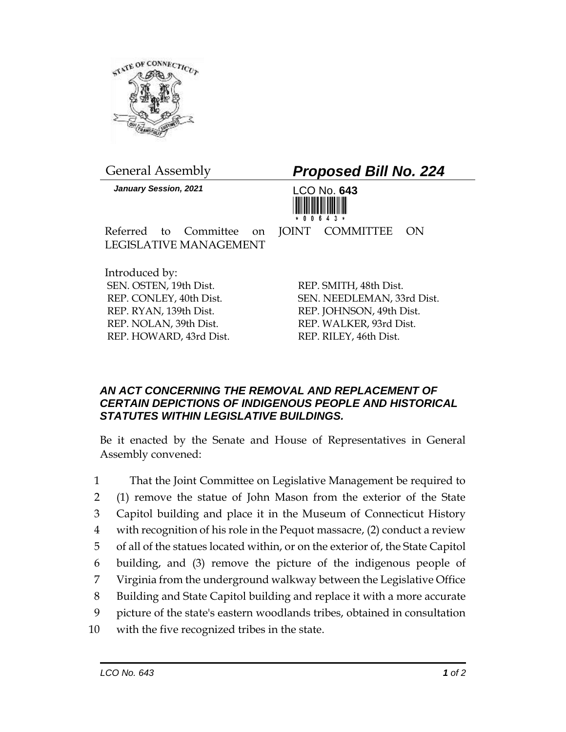General Assembly

***January Session, 2021***

## ***Proposed Bill No. 224***

LCO No. **643**

Referred to Committee on JOINT COMMITTEE ON LEGISLATIVE MANAGEMENT

Introduced by:

SEN. OSTEN, 19th Dist.
REP. CONLEY, 40th Dist.
REP. RYAN, 139th Dist.
REP. NOLAN, 39th Dist.
REP. HOWARD, 43rd Dist.
REP. SMITH, 48th Dist.
SEN. NEEDLEMAN, 33rd Dist.
REP. JOHNSON, 49th Dist.
REP. WALKER, 93rd Dist.
REP. RILEY, 46th Dist.

### ***AN ACT CONCERNING THE REMOVAL AND REPLACEMENT OF CERTAIN DEPICTIONS OF INDIGENOUS PEOPLE AND HISTORICAL STATUTES WITHIN LEGISLATIVE BUILDINGS.***

Be it enacted by the Senate and House of Representatives in General Assembly convened:

1 That the Joint Committee on Legislative Management be required to
2 (1) remove the statue of John Mason from the exterior of the State
3 Capitol building and place it in the Museum of Connecticut History
4 with recognition of his role in the Pequot massacre, (2) conduct a review
5 of all of the statues located within, or on the exterior of, the State Capitol
6 building, and (3) remove the picture of the indigenous people of
7 Virginia from the underground walkway between the Legislative Office
8 Building and State Capitol building and replace it with a more accurate
9 picture of the state's eastern woodlands tribes, obtained in consultation
10 with the five recognized tribes in the state.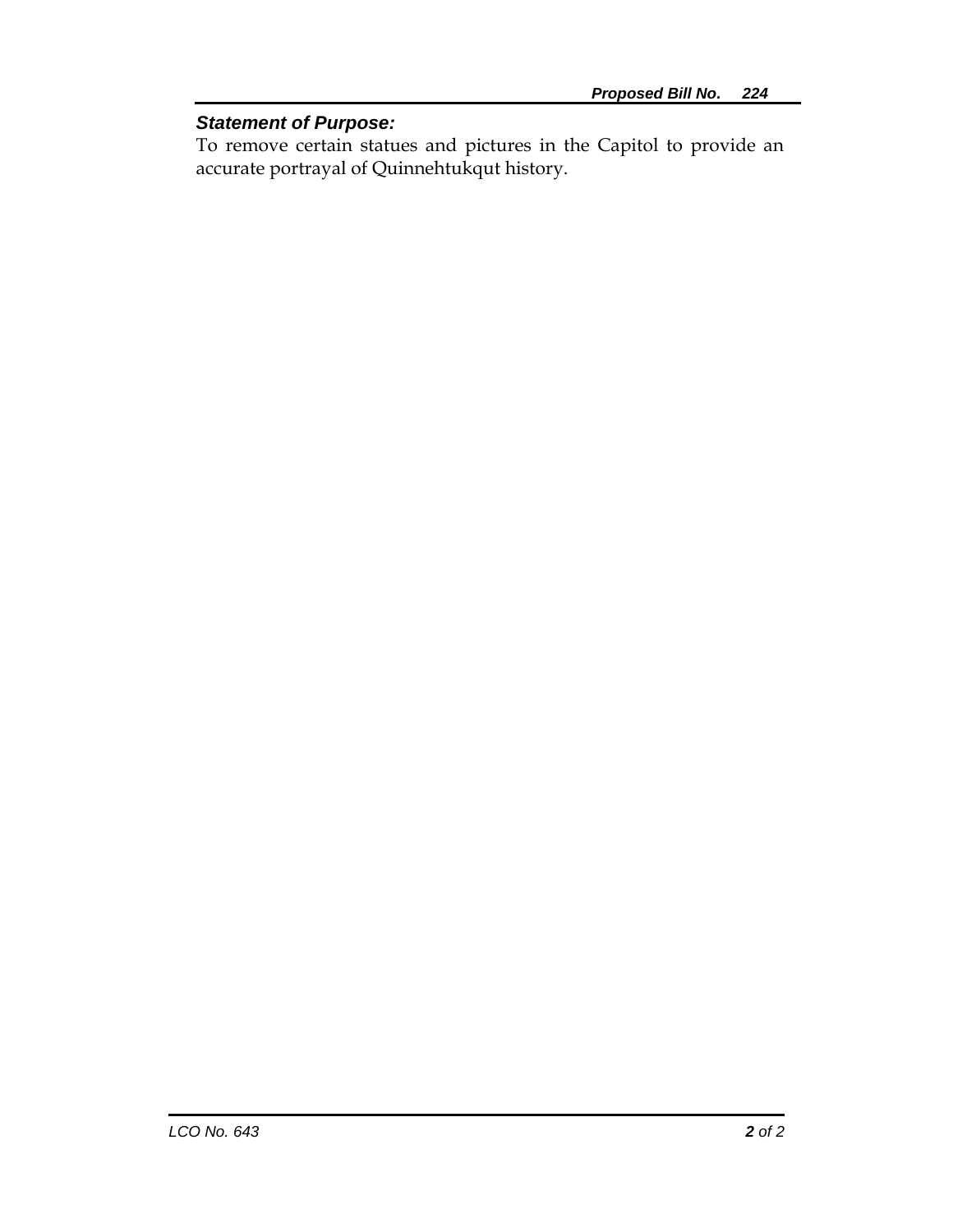***Statement of Purpose:***

To remove certain statues and pictures in the Capitol to provide an accurate portrayal of Quinnehtukqut history.